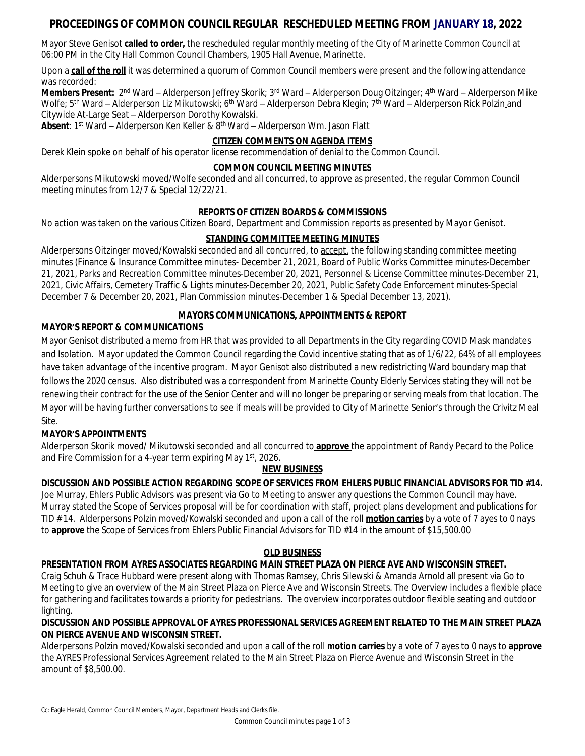# PROCEEDINGS OF COMMON COUNCIL REGULAR RESCHEDULED MEETING FROM JANUARY 18, 2022

Mayor Steve Genisot **called to order,** the rescheduled regular monthly meeting of the City of Marinette Common Council at 06:00 PM in the City Hall Common Council Chambers, 1905 Hall Avenue, Marinette.

Upon a **call of the roll** it was determined a quorum of Common Council members were present and the following attendance was recorded:

**Members Present:** 2nd Ward – Alderperson Jeffrey Skorik; 3rd Ward – Alderperson Doug Oitzinger; 4th Ward – Alderperson Mike Wolfe; 5th Ward – Alderperson Liz Mikutowski; 6th Ward – Alderperson Debra Klegin; 7th Ward – Alderperson Rick Polzin and Citywide At-Large Seat – Alderperson Dorothy Kowalski.

**Absent**: 1st Ward – Alderperson Ken Keller & 8th Ward – Alderperson Wm. Jason Flatt

## CITIZEN COMMENTS ON AGENDA ITEMS

Derek Klein spoke on behalf of his operator license recommendation of denial to the Common Council.

## COMMON COUNCIL MEETING MINUTES

Alderpersons Mikutowski moved/Wolfe seconded and all concurred, to approve as presented, the regular Common Council meeting minutes from 12/7 & Special 12/22/21.

## REPORTS OF CITIZEN BOARDS & COMMISSIONS

No action was taken on the various Citizen Board, Department and Commission reports as presented by Mayor Genisot.

## STANDING COMMITTEE MEETING MINUTES

Alderpersons Oitzinger moved/Kowalski seconded and all concurred, to accept, the following standing committee meeting minutes (Finance & Insurance Committee minutes- December 21, 2021, Board of Public Works Committee minutes-December 21, 2021, Parks and Recreation Committee minutes-December 20, 2021, Personnel & License Committee minutes-December 21, 2021, Civic Affairs, Cemetery Traffic & Lights minutes-December 20, 2021, Public Safety Code Enforcement minutes-Special December 7 & December 20, 2021, Plan Commission minutes-December 1 & Special December 13, 2021).

## MAYORS COMMUNICATIONS, APPOINTMENTS & REPORT

### MAYOR'S REPORT & COMMUNICATIONS

Mayor Genisot distributed a memo from HR that was provided to all Departments in the City regarding COVID Mask mandates and Isolation. Mayor updated the Common Council regarding the Covid incentive stating that as of 1/6/22, 64% of all employees have taken advantage of the incentive program. Mayor Genisot also distributed a new redistricting Ward boundary map that follows the 2020 census. Also distributed was a correspondent from Marinette County Elderly Services stating they will not be renewing their contract for the use of the Senior Center and will no longer be preparing or serving meals from that location. The Mayor will be having further conversations to see if meals will be provided to City of Marinette Senior's through the Crivitz Meal Site.

### MAYOR'S APPOINTMENTS

Alderperson Skorik moved/ Mikutowski seconded and all concurred to **approve** the appointment of Randy Pecard to the Police and Fire Commission for a 4-year term expiring May 1st, 2026.

## NEW BUSINESS

### DISCUSSION AND POSSIBLE ACTION REGARDING SCOPE OF SERVICES FROM EHLERS PUBLIC FINANCIAL ADVISORS FOR TID #14.

Joe Murray, Ehlers Public Advisors was present via Go to Meeting to answer any questions the Common Council may have. Murray stated the Scope of Services proposal will be for coordination with staff, project plans development and publications for TID # 14. Alderpersons Polzin moved/Kowalski seconded and upon a call of the roll **motion carries** by a vote of 7 ayes to 0 nays to **approve** the Scope of Services from Ehlers Public Financial Advisors for TID #14 in the amount of $15,500.00

## OLD BUSINESS

### PRESENTATION FROM AYRES ASSOCIATES REGARDING MAIN STREET PLAZA ON PIERCE AVE AND WISCONSIN STREET.

Craig Schuh & Trace Hubbard were present along with Thomas Ramsey, Chris Silewski & Amanda Arnold all present via Go to Meeting to give an overview of the Main Street Plaza on Pierce Ave and Wisconsin Streets. The Overview includes a flexible place for gathering and facilitates towards a priority for pedestrians. The overview incorporates outdoor flexible seating and outdoor lighting.

### DISCUSSION AND POSSIBLE APPROVAL OF AYRES PROFESSIONAL SERVICES AGREEMENT RELATED TO THE MAIN STREET PLAZA ON PIERCE AVENUE AND WISCONSIN STREET.

Alderpersons Polzin moved/Kowalski seconded and upon a call of the roll **motion carries** by a vote of 7 ayes to 0 nays to **approve** the AYRES Professional Services Agreement related to the Main Street Plaza on Pierce Avenue and Wisconsin Street in the amount of $8,500.00.

Cc: Eagle Herald, Common Council Members, Mayor, Department Heads and Clerks file.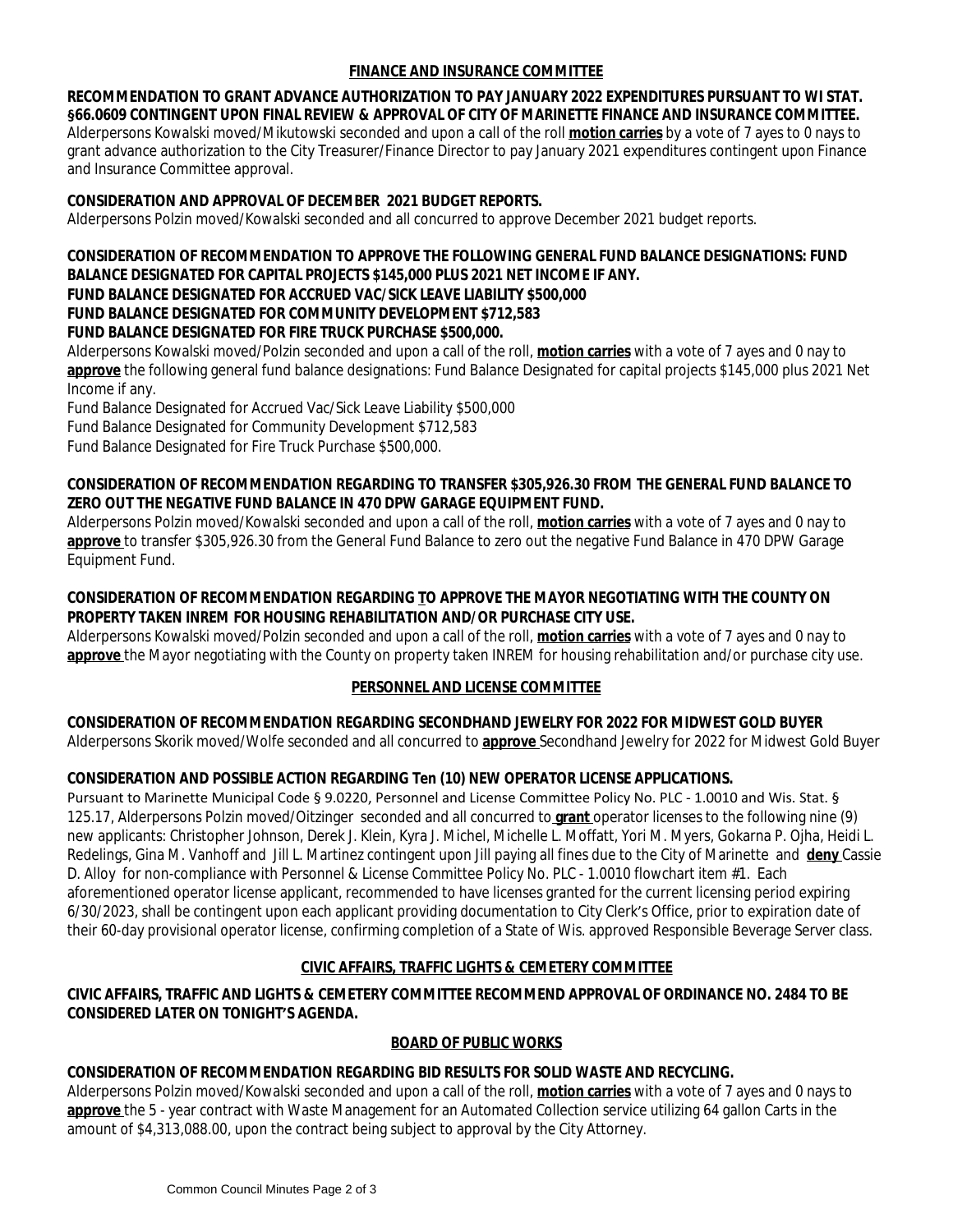## FINANCE AND INSURANCE COMMITTEE

**RECOMMENDATION TO GRANT ADVANCE AUTHORIZATION TO PAY JANUARY 2022 EXPENDITURES PURSUANT TO WI STAT. §66.0609 CONTINGENT UPON FINAL REVIEW & APPROVAL OF CITY OF MARINETTE FINANCE AND INSURANCE COMMITTEE.**

Alderpersons Kowalski moved/Mikutowski seconded and upon a call of the roll **motion carries** by a vote of 7 ayes to 0 nays to grant advance authorization to the City Treasurer/Finance Director to pay January 2021 expenditures contingent upon Finance and Insurance Committee approval.

**CONSIDERATION AND APPROVAL OF DECEMBER 2021 BUDGET REPORTS.**

Alderpersons Polzin moved/Kowalski seconded and all concurred to approve December 2021 budget reports.

**CONSIDERATION OF RECOMMENDATION TO APPROVE THE FOLLOWING GENERAL FUND BALANCE DESIGNATIONS: FUND BALANCE DESIGNATED FOR CAPITAL PROJECTS $145,000 PLUS 2021 NET INCOME IF ANY.**
**FUND BALANCE DESIGNATED FOR ACCRUED VAC/SICK LEAVE LIABILITY $500,000**
**FUND BALANCE DESIGNATED FOR COMMUNITY DEVELOPMENT $712,583**
**FUND BALANCE DESIGNATED FOR FIRE TRUCK PURCHASE $500,000.**

Alderpersons Kowalski moved/Polzin seconded and upon a call of the roll, **motion carries** with a vote of 7 ayes and 0 nay to **approve** the following general fund balance designations: Fund Balance Designated for capital projects $145,000 plus 2021 Net Income if any.

Fund Balance Designated for Accrued Vac/Sick Leave Liability $500,000
Fund Balance Designated for Community Development $712,583
Fund Balance Designated for Fire Truck Purchase $500,000.

**CONSIDERATION OF RECOMMENDATION REGARDING TO TRANSFER $305,926.30 FROM THE GENERAL FUND BALANCE TO ZERO OUT THE NEGATIVE FUND BALANCE IN 470 DPW GARAGE EQUIPMENT FUND.**

Alderpersons Polzin moved/Kowalski seconded and upon a call of the roll, **motion carries** with a vote of 7 ayes and 0 nay to **approve** to transfer $305,926.30 from the General Fund Balance to zero out the negative Fund Balance in 470 DPW Garage Equipment Fund.

**CONSIDERATION OF RECOMMENDATION REGARDING TO APPROVE THE MAYOR NEGOTIATING WITH THE COUNTY ON PROPERTY TAKEN INREM FOR HOUSING REHABILITATION AND/OR PURCHASE CITY USE.**

Alderpersons Kowalski moved/Polzin seconded and upon a call of the roll, **motion carries** with a vote of 7 ayes and 0 nay to **approve** the Mayor negotiating with the County on property taken INREM for housing rehabilitation and/or purchase city use.

## PERSONNEL AND LICENSE COMMITTEE

**CONSIDERATION OF RECOMMENDATION REGARDING SECONDHAND JEWELRY FOR 2022 FOR MIDWEST GOLD BUYER**

Alderpersons Skorik moved/Wolfe seconded and all concurred to **approve** Secondhand Jewelry for 2022 for Midwest Gold Buyer

**CONSIDERATION AND POSSIBLE ACTION REGARDING Ten (10) NEW OPERATOR LICENSE APPLICATIONS.**

Pursuant to Marinette Municipal Code § 9.0220, Personnel and License Committee Policy No. PLC - 1.0010 and Wis. Stat. § 125.17, Alderpersons Polzin moved/Oitzinger seconded and all concurred to **grant** operator licenses to the following nine (9) new applicants: Christopher Johnson, Derek J. Klein, Kyra J. Michel, Michelle L. Moffatt, Yori M. Myers, Gokarna P. Ojha, Heidi L. Redelings, Gina M. Vanhoff and Jill L. Martinez contingent upon Jill paying all fines due to the City of Marinette and **deny** Cassie D. Alloy for non-compliance with Personnel & License Committee Policy No. PLC - 1.0010 flowchart item #1. Each aforementioned operator license applicant, recommended to have licenses granted for the current licensing period expiring 6/30/2023, shall be contingent upon each applicant providing documentation to City Clerk's Office, prior to expiration date of their 60-day provisional operator license, confirming completion of a State of Wis. approved Responsible Beverage Server class.

## CIVIC AFFAIRS, TRAFFIC LIGHTS & CEMETERY COMMITTEE

**CIVIC AFFAIRS, TRAFFIC AND LIGHTS & CEMETERY COMMITTEE RECOMMEND APPROVAL OF ORDINANCE NO. 2484 TO BE CONSIDERED LATER ON TONIGHT'S AGENDA.**

## BOARD OF PUBLIC WORKS

**CONSIDERATION OF RECOMMENDATION REGARDING BID RESULTS FOR SOLID WASTE AND RECYCLING.**

Alderpersons Polzin moved/Kowalski seconded and upon a call of the roll, **motion carries** with a vote of 7 ayes and 0 nays to **approve** the 5 - year contract with Waste Management for an Automated Collection service utilizing 64 gallon Carts in the amount of $4,313,088.00, upon the contract being subject to approval by the City Attorney.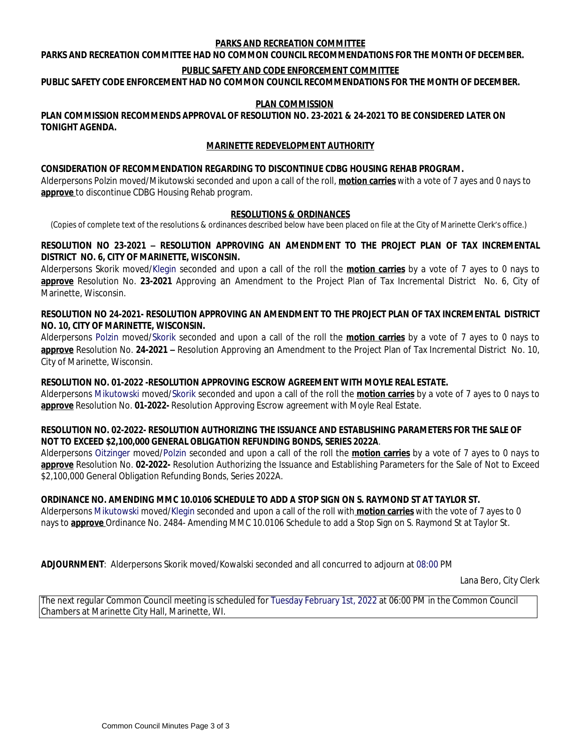**PARKS AND RECREATION COMMITTEE**

**PARKS AND RECREATION COMMITTEE HAD NO COMMON COUNCIL RECOMMENDATIONS FOR THE MONTH OF DECEMBER.**

**PUBLIC SAFETY AND CODE ENFORCEMENT COMMITTEE**

**PUBLIC SAFETY CODE ENFORCEMENT HAD NO COMMON COUNCIL RECOMMENDATIONS FOR THE MONTH OF DECEMBER.**

**PLAN COMMISSION**

**PLAN COMMISSION RECOMMENDS APPROVAL OF RESOLUTION NO. 23-2021 & 24-2021 TO BE CONSIDERED LATER ON TONIGHT AGENDA.**

**MARINETTE REDEVELOPMENT AUTHORITY**

**CONSIDERATION OF RECOMMENDATION REGARDING TO DISCONTINUE CDBG HOUSING REHAB PROGRAM.**

Alderpersons Polzin moved/Mikutowski seconded and upon a call of the roll, **motion carries** with a vote of 7 ayes and 0 nays to **approve** to discontinue CDBG Housing Rehab program.

**RESOLUTIONS & ORDINANCES**

(Copies of complete text of the resolutions & ordinances described below have been placed on file at the City of Marinette Clerk's office.)

**RESOLUTION NO 23-2021 – RESOLUTION APPROVING AN AMENDMENT TO THE PROJECT PLAN OF TAX INCREMENTAL DISTRICT NO. 6, CITY OF MARINETTE, WISCONSIN.**

Alderpersons Skorik moved/Klegin seconded and upon a call of the roll the **motion carries** by a vote of 7 ayes to 0 nays to **approve** Resolution No. **23-2021** Approving an Amendment to the Project Plan of Tax Incremental District No. 6, City of Marinette, Wisconsin.

**RESOLUTION NO 24-2021- RESOLUTION APPROVING AN AMENDMENT TO THE PROJECT PLAN OF TAX INCREMENTAL DISTRICT NO. 10, CITY OF MARINETTE, WISCONSIN.**

Alderpersons Polzin moved/Skorik seconded and upon a call of the roll the **motion carries** by a vote of 7 ayes to 0 nays to **approve** Resolution No. **24-2021 –** Resolution Approving an Amendment to the Project Plan of Tax Incremental District No. 10, City of Marinette, Wisconsin.

**RESOLUTION NO. 01-2022 -RESOLUTION APPROVING ESCROW AGREEMENT WITH MOYLE REAL ESTATE.**

Alderpersons Mikutowski moved/Skorik seconded and upon a call of the roll the **motion carries** by a vote of 7 ayes to 0 nays to **approve** Resolution No. **01-2022-** Resolution Approving Escrow agreement with Moyle Real Estate.

**RESOLUTION NO. 02-2022- RESOLUTION AUTHORIZING THE ISSUANCE AND ESTABLISHING PARAMETERS FOR THE SALE OF NOT TO EXCEED $2,100,000 GENERAL OBLIGATION REFUNDING BONDS, SERIES 2022A**.

Alderpersons Oitzinger moved/Polzin seconded and upon a call of the roll the **motion carries** by a vote of 7 ayes to 0 nays to **approve** Resolution No. **02-2022-** Resolution Authorizing the Issuance and Establishing Parameters for the Sale of Not to Exceed $2,100,000 General Obligation Refunding Bonds, Series 2022A.

**ORDINANCE NO. AMENDING MMC 10.0106 SCHEDULE TO ADD A STOP SIGN ON S. RAYMOND ST AT TAYLOR ST.**

Alderpersons Mikutowski moved/Klegin seconded and upon a call of the roll with **motion carries** with the vote of 7 ayes to 0 nays to **approve** Ordinance No. 2484- Amending MMC 10.0106 Schedule to add a Stop Sign on S. Raymond St at Taylor St.

**ADJOURNMENT**: Alderpersons Skorik moved/Kowalski seconded and all concurred to adjourn at 08:00 PM

Lana Bero, City Clerk

The next regular Common Council meeting is scheduled for Tuesday February 1st, 2022 at 06:00 PM in the Common Council Chambers at Marinette City Hall, Marinette, WI.